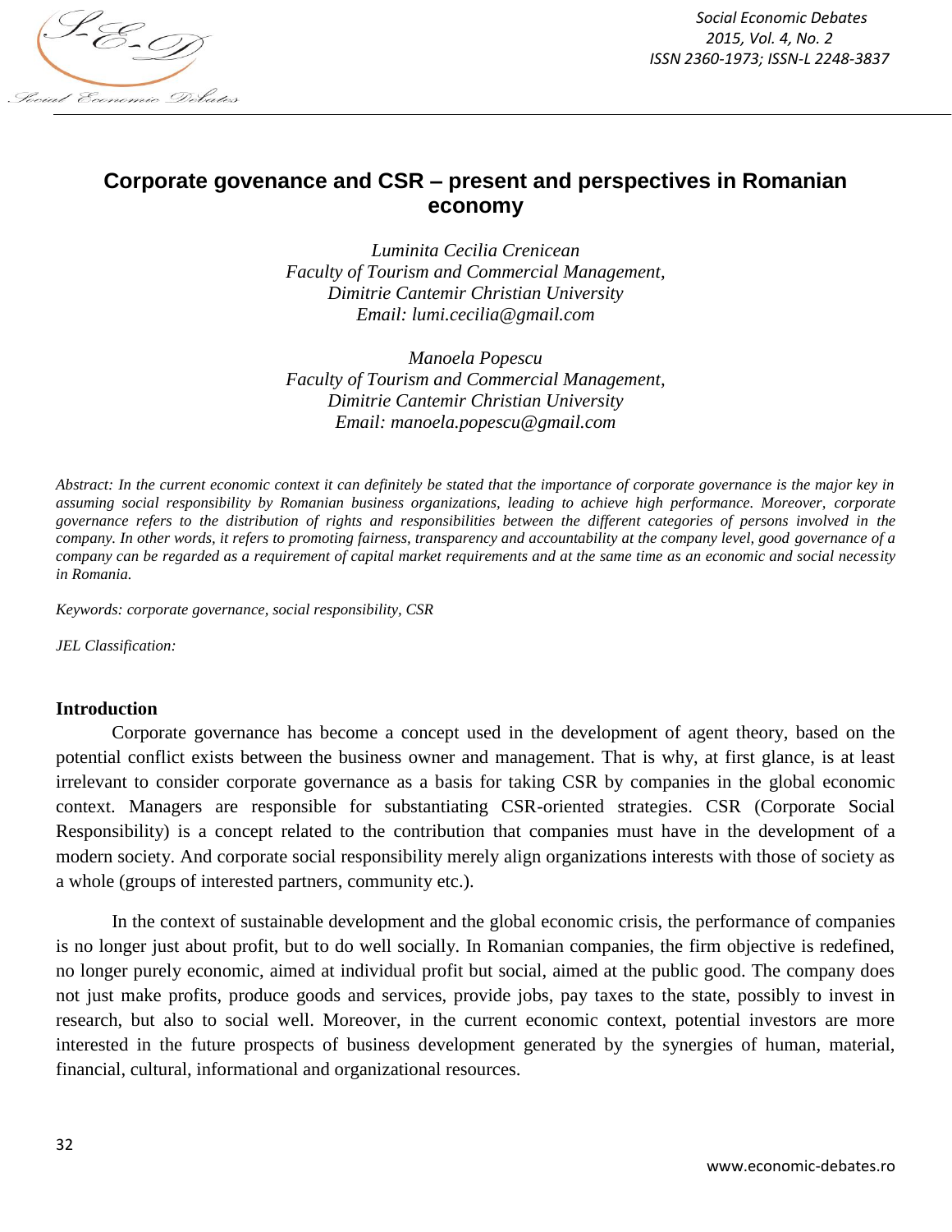# Corporate govenance and CSR – present and perspectives in Romanian economy

*Luminita Cecilia Crenicean*
*Faculty of Tourism and Commercial Management,*
*Dimitrie Cantemir Christian University*
*Email: lumi.cecilia@gmail.com*

*Manoela Popescu*
*Faculty of Tourism and Commercial Management,*
*Dimitrie Cantemir Christian University*
*Email: manoela.popescu@gmail.com*

*Abstract: In the current economic context it can definitely be stated that the importance of corporate governance is the major key in assuming social responsibility by Romanian business organizations, leading to achieve high performance. Moreover, corporate governance refers to the distribution of rights and responsibilities between the different categories of persons involved in the company. In other words, it refers to promoting fairness, transparency and accountability at the company level, good governance of a company can be regarded as a requirement of capital market requirements and at the same time as an economic and social necessity in Romania.*

*Keywords: corporate governance, social responsibility, CSR*

*JEL Classification:*

## Introduction

Corporate governance has become a concept used in the development of agent theory, based on the potential conflict exists between the business owner and management. That is why, at first glance, is at least irrelevant to consider corporate governance as a basis for taking CSR by companies in the global economic context. Managers are responsible for substantiating CSR-oriented strategies. CSR (Corporate Social Responsibility) is a concept related to the contribution that companies must have in the development of a modern society. And corporate social responsibility merely align organizations interests with those of society as a whole (groups of interested partners, community etc.).

In the context of sustainable development and the global economic crisis, the performance of companies is no longer just about profit, but to do well socially. In Romanian companies, the firm objective is redefined, no longer purely economic, aimed at individual profit but social, aimed at the public good. The company does not just make profits, produce goods and services, provide jobs, pay taxes to the state, possibly to invest in research, but also to social well. Moreover, in the current economic context, potential investors are more interested in the future prospects of business development generated by the synergies of human, material, financial, cultural, informational and organizational resources.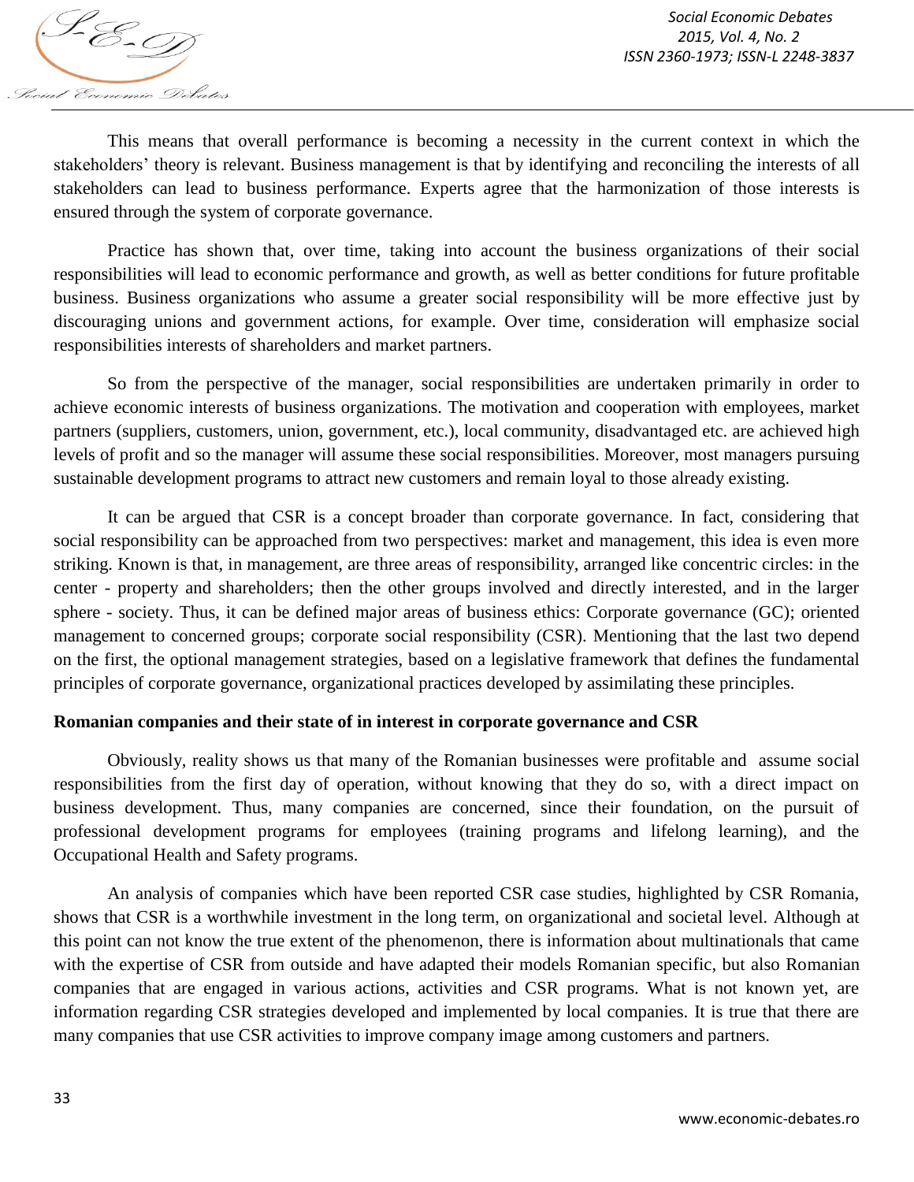This means that overall performance is becoming a necessity in the current context in which the stakeholders' theory is relevant. Business management is that by identifying and reconciling the interests of all stakeholders can lead to business performance. Experts agree that the harmonization of those interests is ensured through the system of corporate governance.

Practice has shown that, over time, taking into account the business organizations of their social responsibilities will lead to economic performance and growth, as well as better conditions for future profitable business. Business organizations who assume a greater social responsibility will be more effective just by discouraging unions and government actions, for example. Over time, consideration will emphasize social responsibilities interests of shareholders and market partners.

So from the perspective of the manager, social responsibilities are undertaken primarily in order to achieve economic interests of business organizations. The motivation and cooperation with employees, market partners (suppliers, customers, union, government, etc.), local community, disadvantaged etc. are achieved high levels of profit and so the manager will assume these social responsibilities. Moreover, most managers pursuing sustainable development programs to attract new customers and remain loyal to those already existing.

It can be argued that CSR is a concept broader than corporate governance. In fact, considering that social responsibility can be approached from two perspectives: market and management, this idea is even more striking. Known is that, in management, are three areas of responsibility, arranged like concentric circles: in the center - property and shareholders; then the other groups involved and directly interested, and in the larger sphere - society. Thus, it can be defined major areas of business ethics: Corporate governance (GC); oriented management to concerned groups; corporate social responsibility (CSR). Mentioning that the last two depend on the first, the optional management strategies, based on a legislative framework that defines the fundamental principles of corporate governance, organizational practices developed by assimilating these principles.

**Romanian companies and their state of in interest in corporate governance and CSR**

Obviously, reality shows us that many of the Romanian businesses were profitable and assume social responsibilities from the first day of operation, without knowing that they do so, with a direct impact on business development. Thus, many companies are concerned, since their foundation, on the pursuit of professional development programs for employees (training programs and lifelong learning), and the Occupational Health and Safety programs.

An analysis of companies which have been reported CSR case studies, highlighted by CSR Romania, shows that CSR is a worthwhile investment in the long term, on organizational and societal level. Although at this point can not know the true extent of the phenomenon, there is information about multinationals that came with the expertise of CSR from outside and have adapted their models Romanian specific, but also Romanian companies that are engaged in various actions, activities and CSR programs. What is not known yet, are information regarding CSR strategies developed and implemented by local companies. It is true that there are many companies that use CSR activities to improve company image among customers and partners.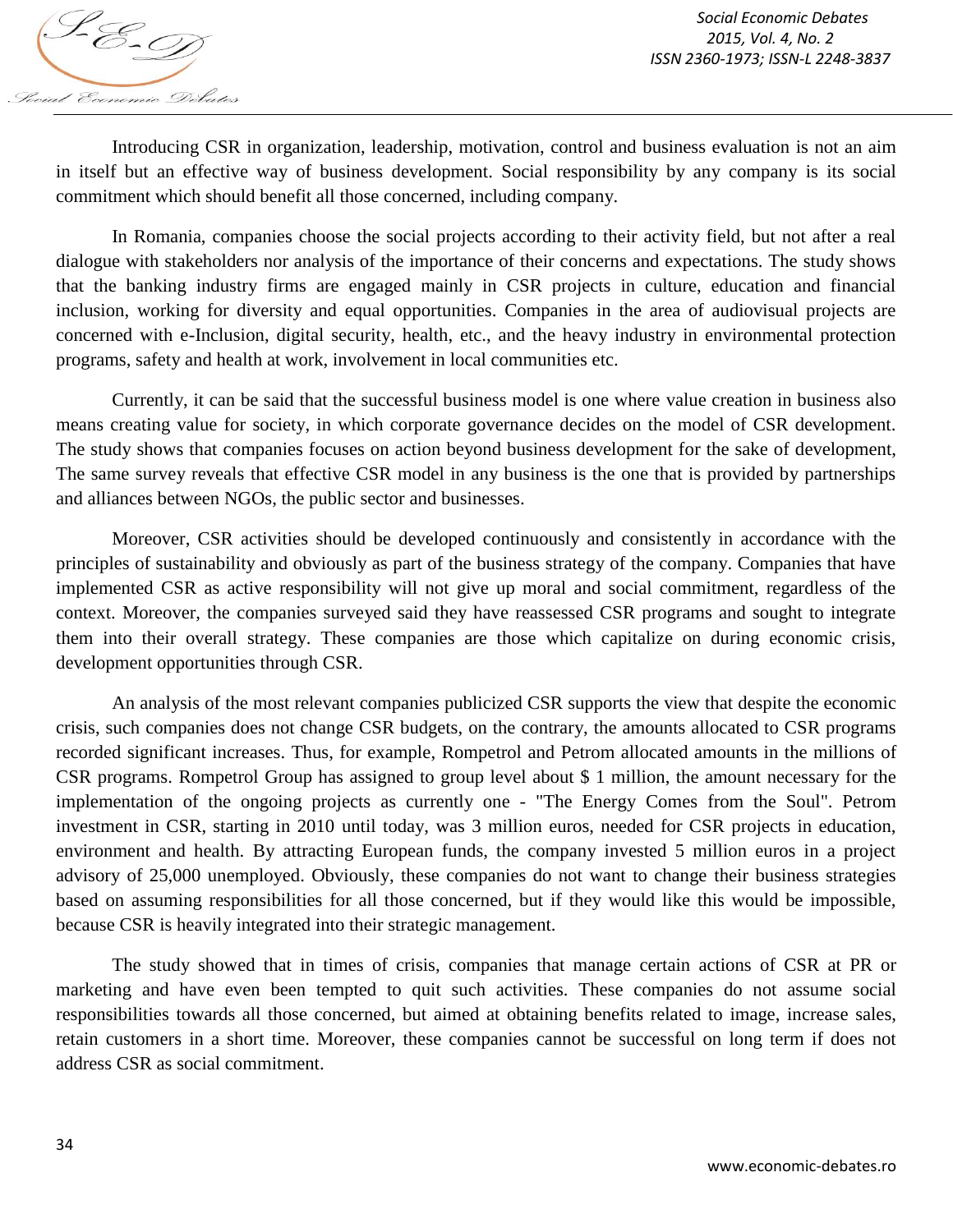Introducing CSR in organization, leadership, motivation, control and business evaluation is not an aim in itself but an effective way of business development. Social responsibility by any company is its social commitment which should benefit all those concerned, including company.

In Romania, companies choose the social projects according to their activity field, but not after a real dialogue with stakeholders nor analysis of the importance of their concerns and expectations. The study shows that the banking industry firms are engaged mainly in CSR projects in culture, education and financial inclusion, working for diversity and equal opportunities. Companies in the area of audiovisual projects are concerned with e-Inclusion, digital security, health, etc., and the heavy industry in environmental protection programs, safety and health at work, involvement in local communities etc.

Currently, it can be said that the successful business model is one where value creation in business also means creating value for society, in which corporate governance decides on the model of CSR development. The study shows that companies focuses on action beyond business development for the sake of development, The same survey reveals that effective CSR model in any business is the one that is provided by partnerships and alliances between NGOs, the public sector and businesses.

Moreover, CSR activities should be developed continuously and consistently in accordance with the principles of sustainability and obviously as part of the business strategy of the company. Companies that have implemented CSR as active responsibility will not give up moral and social commitment, regardless of the context. Moreover, the companies surveyed said they have reassessed CSR programs and sought to integrate them into their overall strategy. These companies are those which capitalize on during economic crisis, development opportunities through CSR.

An analysis of the most relevant companies publicized CSR supports the view that despite the economic crisis, such companies does not change CSR budgets, on the contrary, the amounts allocated to CSR programs recorded significant increases. Thus, for example, Rompetrol and Petrom allocated amounts in the millions of CSR programs. Rompetrol Group has assigned to group level about $ 1 million, the amount necessary for the implementation of the ongoing projects as currently one - "The Energy Comes from the Soul". Petrom investment in CSR, starting in 2010 until today, was 3 million euros, needed for CSR projects in education, environment and health. By attracting European funds, the company invested 5 million euros in a project advisory of 25,000 unemployed. Obviously, these companies do not want to change their business strategies based on assuming responsibilities for all those concerned, but if they would like this would be impossible, because CSR is heavily integrated into their strategic management.

The study showed that in times of crisis, companies that manage certain actions of CSR at PR or marketing and have even been tempted to quit such activities. These companies do not assume social responsibilities towards all those concerned, but aimed at obtaining benefits related to image, increase sales, retain customers in a short time. Moreover, these companies cannot be successful on long term if does not address CSR as social commitment.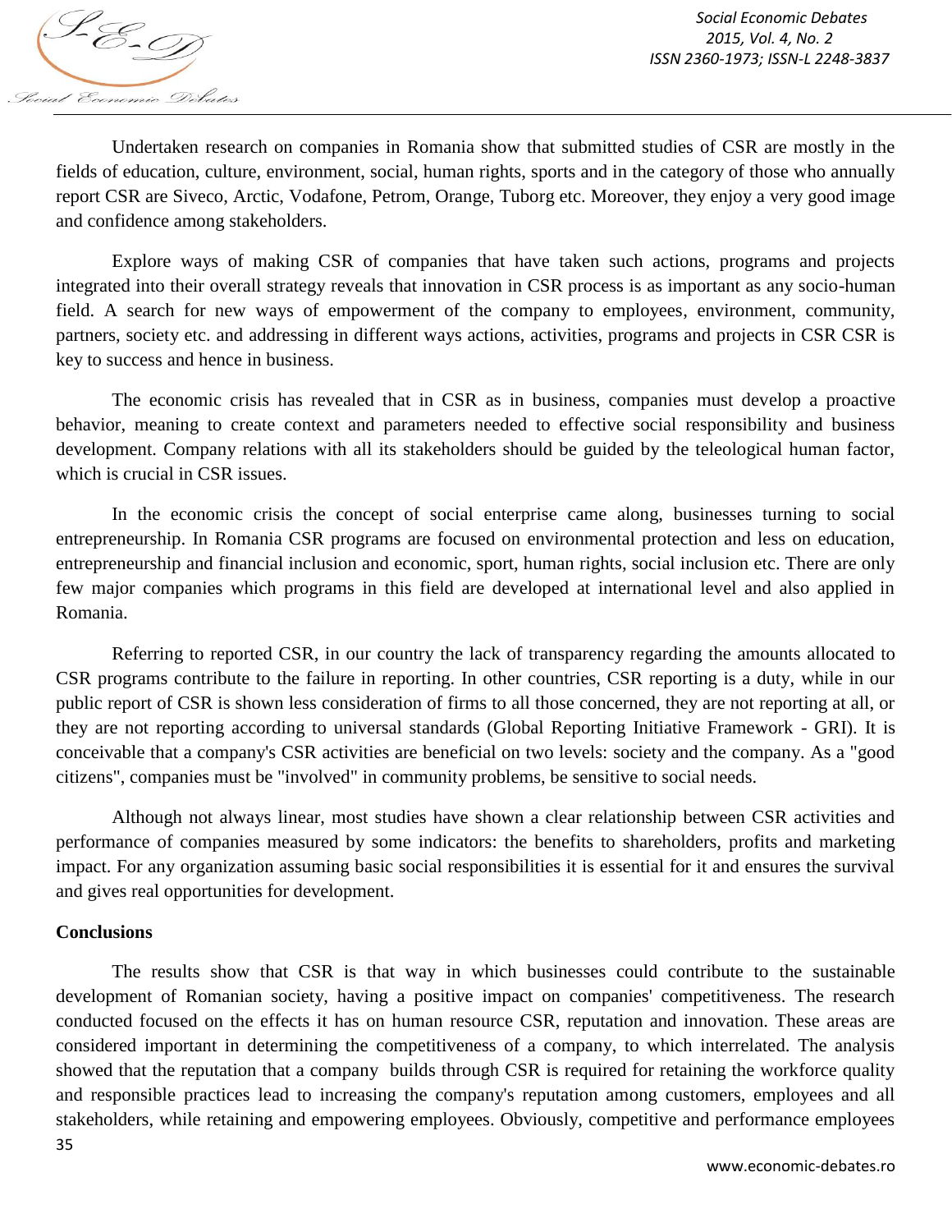Undertaken research on companies in Romania show that submitted studies of CSR are mostly in the fields of education, culture, environment, social, human rights, sports and in the category of those who annually report CSR are Siveco, Arctic, Vodafone, Petrom, Orange, Tuborg etc. Moreover, they enjoy a very good image and confidence among stakeholders.

Explore ways of making CSR of companies that have taken such actions, programs and projects integrated into their overall strategy reveals that innovation in CSR process is as important as any socio-human field. A search for new ways of empowerment of the company to employees, environment, community, partners, society etc. and addressing in different ways actions, activities, programs and projects in CSR CSR is key to success and hence in business.

The economic crisis has revealed that in CSR as in business, companies must develop a proactive behavior, meaning to create context and parameters needed to effective social responsibility and business development. Company relations with all its stakeholders should be guided by the teleological human factor, which is crucial in CSR issues.

In the economic crisis the concept of social enterprise came along, businesses turning to social entrepreneurship. In Romania CSR programs are focused on environmental protection and less on education, entrepreneurship and financial inclusion and economic, sport, human rights, social inclusion etc. There are only few major companies which programs in this field are developed at international level and also applied in Romania.

Referring to reported CSR, in our country the lack of transparency regarding the amounts allocated to CSR programs contribute to the failure in reporting. In other countries, CSR reporting is a duty, while in our public report of CSR is shown less consideration of firms to all those concerned, they are not reporting at all, or they are not reporting according to universal standards (Global Reporting Initiative Framework - GRI). It is conceivable that a company's CSR activities are beneficial on two levels: society and the company. As a "good citizens", companies must be "involved" in community problems, be sensitive to social needs.

Although not always linear, most studies have shown a clear relationship between CSR activities and performance of companies measured by some indicators: the benefits to shareholders, profits and marketing impact. For any organization assuming basic social responsibilities it is essential for it and ensures the survival and gives real opportunities for development.

## Conclusions

The results show that CSR is that way in which businesses could contribute to the sustainable development of Romanian society, having a positive impact on companies' competitiveness. The research conducted focused on the effects it has on human resource CSR, reputation and innovation. These areas are considered important in determining the competitiveness of a company, to which interrelated. The analysis showed that the reputation that a company builds through CSR is required for retaining the workforce quality and responsible practices lead to increasing the company's reputation among customers, employees and all stakeholders, while retaining and empowering employees. Obviously, competitive and performance employees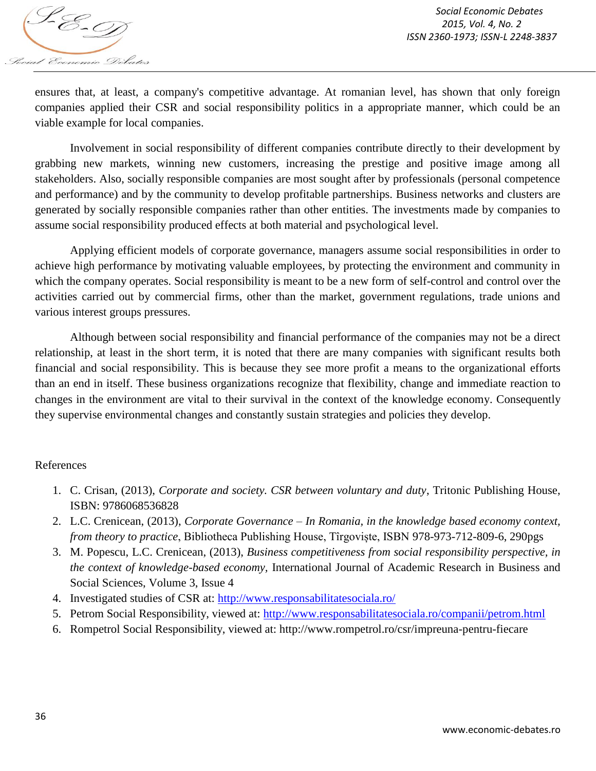ensures that, at least, a company's competitive advantage. At romanian level, has shown that only foreign companies applied their CSR and social responsibility politics in a appropriate manner, which could be an viable example for local companies.

Involvement in social responsibility of different companies contribute directly to their development by grabbing new markets, winning new customers, increasing the prestige and positive image among all stakeholders. Also, socially responsible companies are most sought after by professionals (personal competence and performance) and by the community to develop profitable partnerships. Business networks and clusters are generated by socially responsible companies rather than other entities. The investments made by companies to assume social responsibility produced effects at both material and psychological level.

Applying efficient models of corporate governance, managers assume social responsibilities in order to achieve high performance by motivating valuable employees, by protecting the environment and community in which the company operates. Social responsibility is meant to be a new form of self-control and control over the activities carried out by commercial firms, other than the market, government regulations, trade unions and various interest groups pressures.

Although between social responsibility and financial performance of the companies may not be a direct relationship, at least in the short term, it is noted that there are many companies with significant results both financial and social responsibility. This is because they see more profit a means to the organizational efforts than an end in itself. These business organizations recognize that flexibility, change and immediate reaction to changes in the environment are vital to their survival in the context of the knowledge economy. Consequently they supervise environmental changes and constantly sustain strategies and policies they develop.

References

1. C. Crisan, (2013), *Corporate and society. CSR between voluntary and duty*, Tritonic Publishing House, ISBN: 9786068536828
2. L.C. Crenicean, (2013), *Corporate Governance – In Romania, in the knowledge based economy context, from theory to practice*, Bibliotheca Publishing House, Tîrgoviște, ISBN 978-973-712-809-6, 290pgs
3. M. Popescu, L.C. Crenicean, (2013), *Business competitiveness from social responsibility perspective, in the context of knowledge-based economy,* International Journal of Academic Research in Business and Social Sciences, Volume 3, Issue 4
4. Investigated studies of CSR at: http://www.responsabilitatesociala.ro/
5. Petrom Social Responsibility, viewed at: http://www.responsabilitatesociala.ro/companii/petrom.html
6. Rompetrol Social Responsibility, viewed at: http://www.rompetrol.ro/csr/impreuna-pentru-fiecare